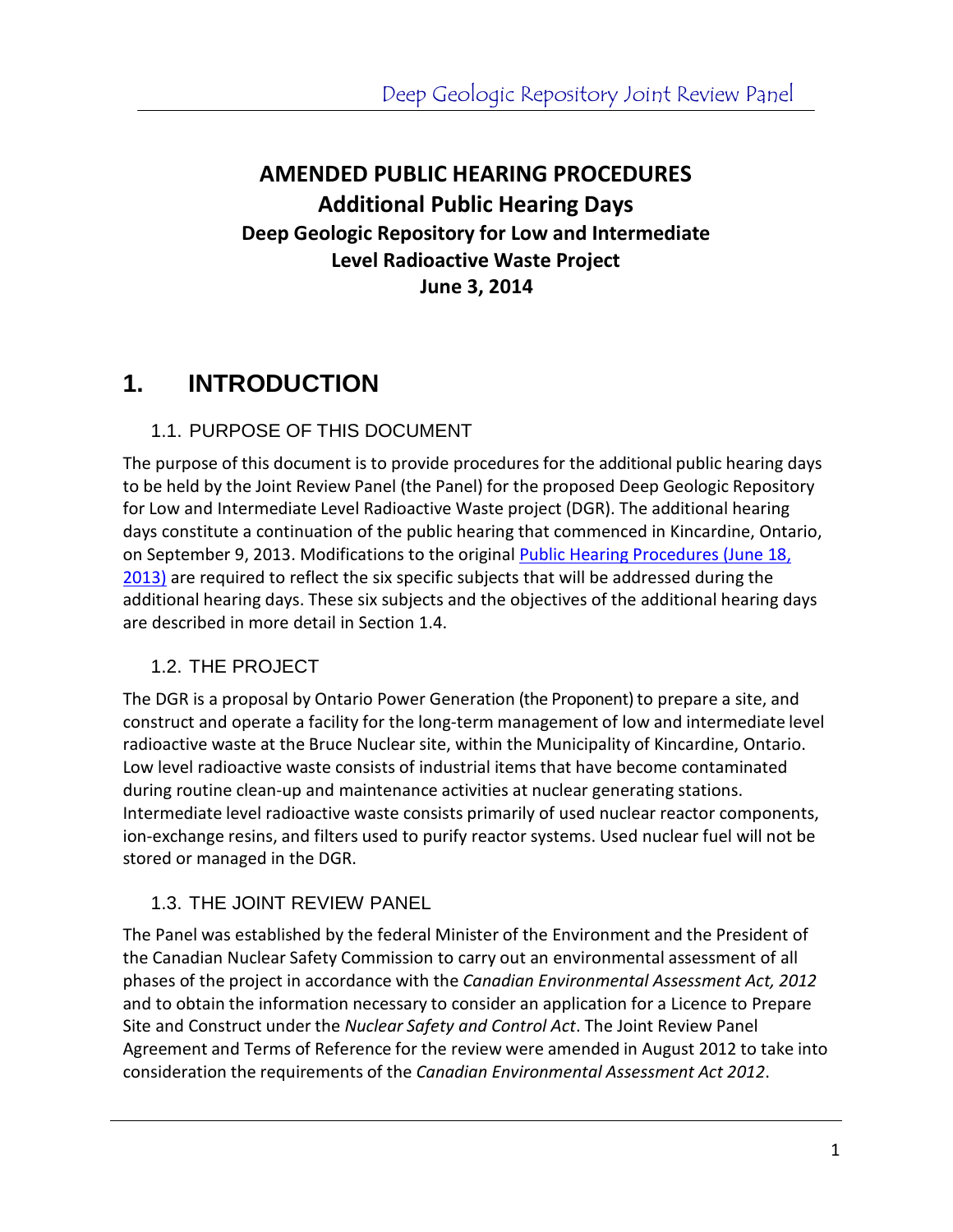# AMENDED PUBLIC HEARING PROCEDURES

## Additional Public Hearing Days

### Deep Geologic Repository for Low and Intermediate Level Radioactive Waste Project

### June 3, 2014

# 1. INTRODUCTION

## 1.1. PURPOSE OF THIS DOCUMENT

The purpose of this document is to provide procedures for the additional public hearing days to be held by the Joint Review Panel (the Panel) for the proposed Deep Geologic Repository for Low and Intermediate Level Radioactive Waste project (DGR). The additional hearing days constitute a continuation of the public hearing that commenced in Kincardine, Ontario, on September 9, 2013. Modifications to the original Public Hearing Procedures (June 18, 2013) are required to reflect the six specific subjects that will be addressed during the additional hearing days. These six subjects and the objectives of the additional hearing days are described in more detail in Section 1.4.

## 1.2. THE PROJECT

The DGR is a proposal by Ontario Power Generation (the Proponent) to prepare a site, and construct and operate a facility for the long-term management of low and intermediate level radioactive waste at the Bruce Nuclear site, within the Municipality of Kincardine, Ontario. Low level radioactive waste consists of industrial items that have become contaminated during routine clean-up and maintenance activities at nuclear generating stations. Intermediate level radioactive waste consists primarily of used nuclear reactor components, ion-exchange resins, and filters used to purify reactor systems. Used nuclear fuel will not be stored or managed in the DGR.

## 1.3. THE JOINT REVIEW PANEL

The Panel was established by the federal Minister of the Environment and the President of the Canadian Nuclear Safety Commission to carry out an environmental assessment of all phases of the project in accordance with the *Canadian Environmental Assessment Act, 2012* and to obtain the information necessary to consider an application for a Licence to Prepare Site and Construct under the *Nuclear Safety and Control Act*. The Joint Review Panel Agreement and Terms of Reference for the review were amended in August 2012 to take into consideration the requirements of the *Canadian Environmental Assessment Act 2012*.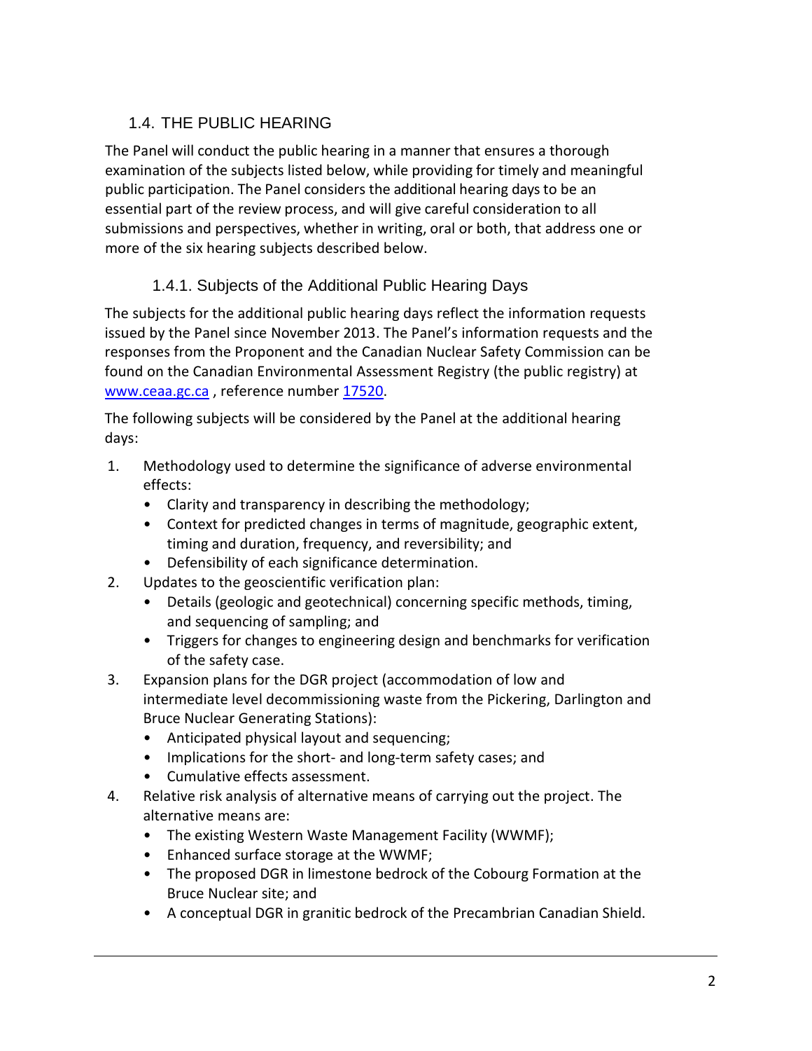## 1.4. THE PUBLIC HEARING

The Panel will conduct the public hearing in a manner that ensures a thorough examination of the subjects listed below, while providing for timely and meaningful public participation. The Panel considers the additional hearing days to be an essential part of the review process, and will give careful consideration to all submissions and perspectives, whether in writing, oral or both, that address one or more of the six hearing subjects described below.

### 1.4.1. Subjects of the Additional Public Hearing Days

The subjects for the additional public hearing days reflect the information requests issued by the Panel since November 2013. The Panel's information requests and the responses from the Proponent and the Canadian Nuclear Safety Commission can be found on the Canadian Environmental Assessment Registry (the public registry) at [www.ceaa.gc.ca](http://www.ceaa.gc.ca) , reference number [17520](17520).

The following subjects will be considered by the Panel at the additional hearing days:

1. Methodology used to determine the significance of adverse environmental effects:
   - Clarity and transparency in describing the methodology;
   - Context for predicted changes in terms of magnitude, geographic extent, timing and duration, frequency, and reversibility; and
   - Defensibility of each significance determination.
2. Updates to the geoscientific verification plan:
   - Details (geologic and geotechnical) concerning specific methods, timing, and sequencing of sampling; and
   - Triggers for changes to engineering design and benchmarks for verification of the safety case.
3. Expansion plans for the DGR project (accommodation of low and intermediate level decommissioning waste from the Pickering, Darlington and Bruce Nuclear Generating Stations):
   - Anticipated physical layout and sequencing;
   - Implications for the short- and long-term safety cases; and
   - Cumulative effects assessment.
4. Relative risk analysis of alternative means of carrying out the project. The alternative means are:
   - The existing Western Waste Management Facility (WWMF);
   - Enhanced surface storage at the WWMF;
   - The proposed DGR in limestone bedrock of the Cobourg Formation at the Bruce Nuclear site; and
   - A conceptual DGR in granitic bedrock of the Precambrian Canadian Shield.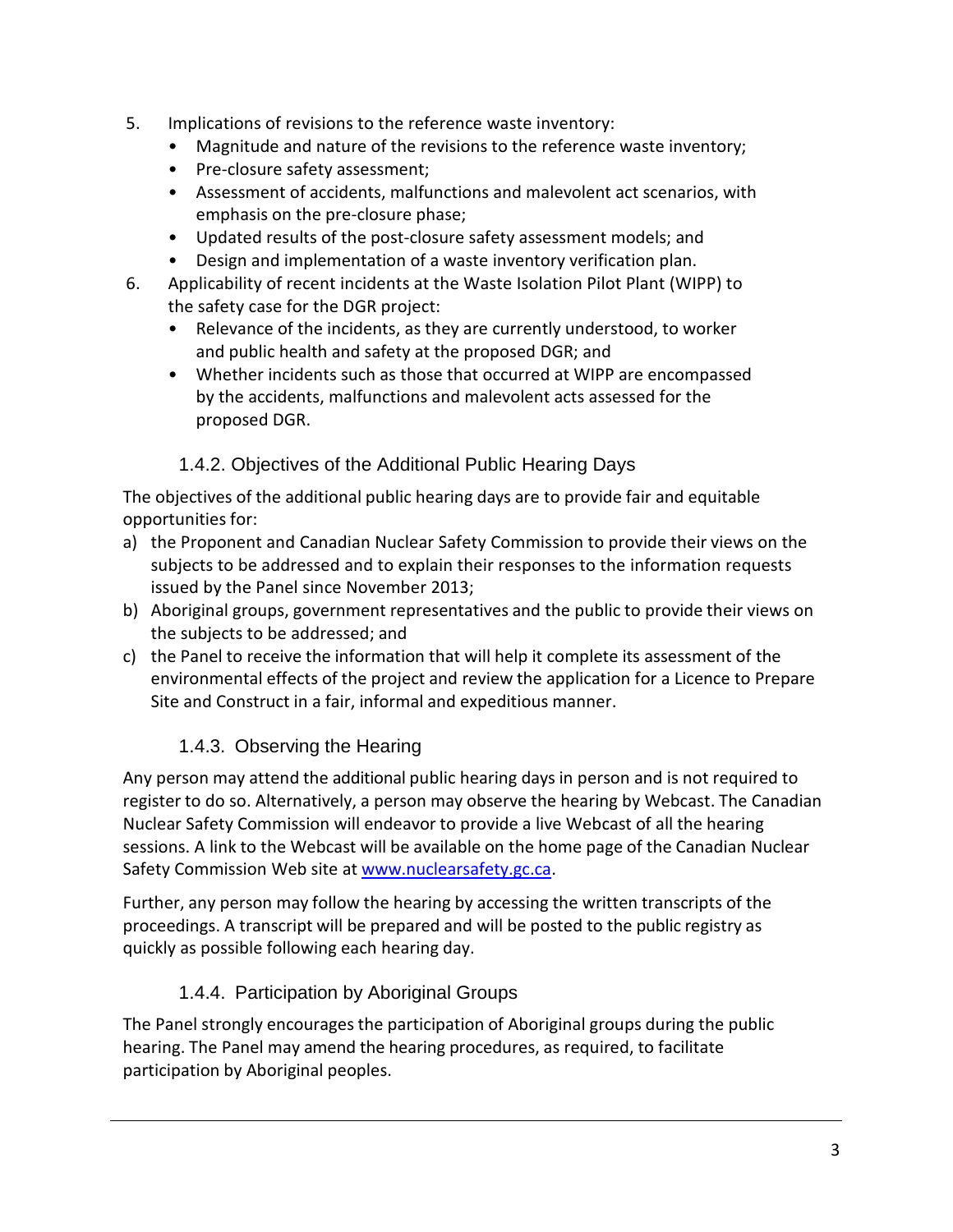5. Implications of revisions to the reference waste inventory:
   - Magnitude and nature of the revisions to the reference waste inventory;
   - Pre-closure safety assessment;
   - Assessment of accidents, malfunctions and malevolent act scenarios, with emphasis on the pre-closure phase;
   - Updated results of the post-closure safety assessment models; and
   - Design and implementation of a waste inventory verification plan.
6. Applicability of recent incidents at the Waste Isolation Pilot Plant (WIPP) to the safety case for the DGR project:
   - Relevance of the incidents, as they are currently understood, to worker and public health and safety at the proposed DGR; and
   - Whether incidents such as those that occurred at WIPP are encompassed by the accidents, malfunctions and malevolent acts assessed for the proposed DGR.

### 1.4.2. Objectives of the Additional Public Hearing Days

The objectives of the additional public hearing days are to provide fair and equitable opportunities for:

a) the Proponent and Canadian Nuclear Safety Commission to provide their views on the subjects to be addressed and to explain their responses to the information requests issued by the Panel since November 2013;
b) Aboriginal groups, government representatives and the public to provide their views on the subjects to be addressed; and
c) the Panel to receive the information that will help it complete its assessment of the environmental effects of the project and review the application for a Licence to Prepare Site and Construct in a fair, informal and expeditious manner.

### 1.4.3. Observing the Hearing

Any person may attend the additional public hearing days in person and is not required to register to do so. Alternatively, a person may observe the hearing by Webcast. The Canadian Nuclear Safety Commission will endeavor to provide a live Webcast of all the hearing sessions. A link to the Webcast will be available on the home page of the Canadian Nuclear Safety Commission Web site at www.nuclearsafety.gc.ca.

Further, any person may follow the hearing by accessing the written transcripts of the proceedings. A transcript will be prepared and will be posted to the public registry as quickly as possible following each hearing day.

### 1.4.4. Participation by Aboriginal Groups

The Panel strongly encourages the participation of Aboriginal groups during the public hearing. The Panel may amend the hearing procedures, as required, to facilitate participation by Aboriginal peoples.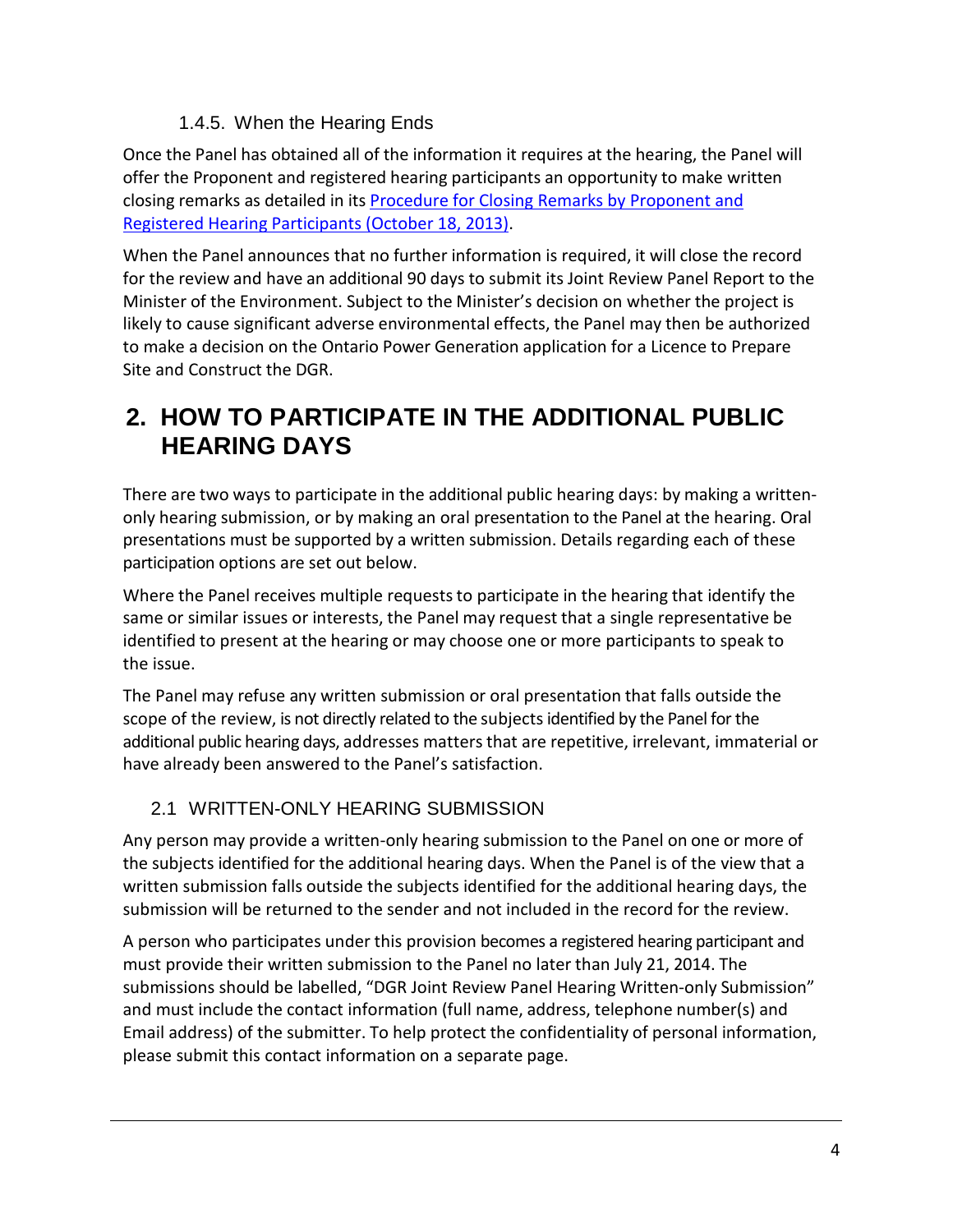### 1.4.5. When the Hearing Ends

Once the Panel has obtained all of the information it requires at the hearing, the Panel will offer the Proponent and registered hearing participants an opportunity to make written closing remarks as detailed in its Procedure for Closing Remarks by Proponent and Registered Hearing Participants (October 18, 2013).

When the Panel announces that no further information is required, it will close the record for the review and have an additional 90 days to submit its Joint Review Panel Report to the Minister of the Environment. Subject to the Minister's decision on whether the project is likely to cause significant adverse environmental effects, the Panel may then be authorized to make a decision on the Ontario Power Generation application for a Licence to Prepare Site and Construct the DGR.

# 2. HOW TO PARTICIPATE IN THE ADDITIONAL PUBLIC HEARING DAYS

There are two ways to participate in the additional public hearing days: by making a written-only hearing submission, or by making an oral presentation to the Panel at the hearing. Oral presentations must be supported by a written submission. Details regarding each of these participation options are set out below.

Where the Panel receives multiple requests to participate in the hearing that identify the same or similar issues or interests, the Panel may request that a single representative be identified to present at the hearing or may choose one or more participants to speak to the issue.

The Panel may refuse any written submission or oral presentation that falls outside the scope of the review, is not directly related to the subjects identified by the Panel for the additional public hearing days, addresses matters that are repetitive, irrelevant, immaterial or have already been answered to the Panel's satisfaction.

## 2.1 WRITTEN-ONLY HEARING SUBMISSION

Any person may provide a written-only hearing submission to the Panel on one or more of the subjects identified for the additional hearing days. When the Panel is of the view that a written submission falls outside the subjects identified for the additional hearing days, the submission will be returned to the sender and not included in the record for the review.

A person who participates under this provision becomes a registered hearing participant and must provide their written submission to the Panel no later than July 21, 2014. The submissions should be labelled, "DGR Joint Review Panel Hearing Written-only Submission" and must include the contact information (full name, address, telephone number(s) and Email address) of the submitter. To help protect the confidentiality of personal information, please submit this contact information on a separate page.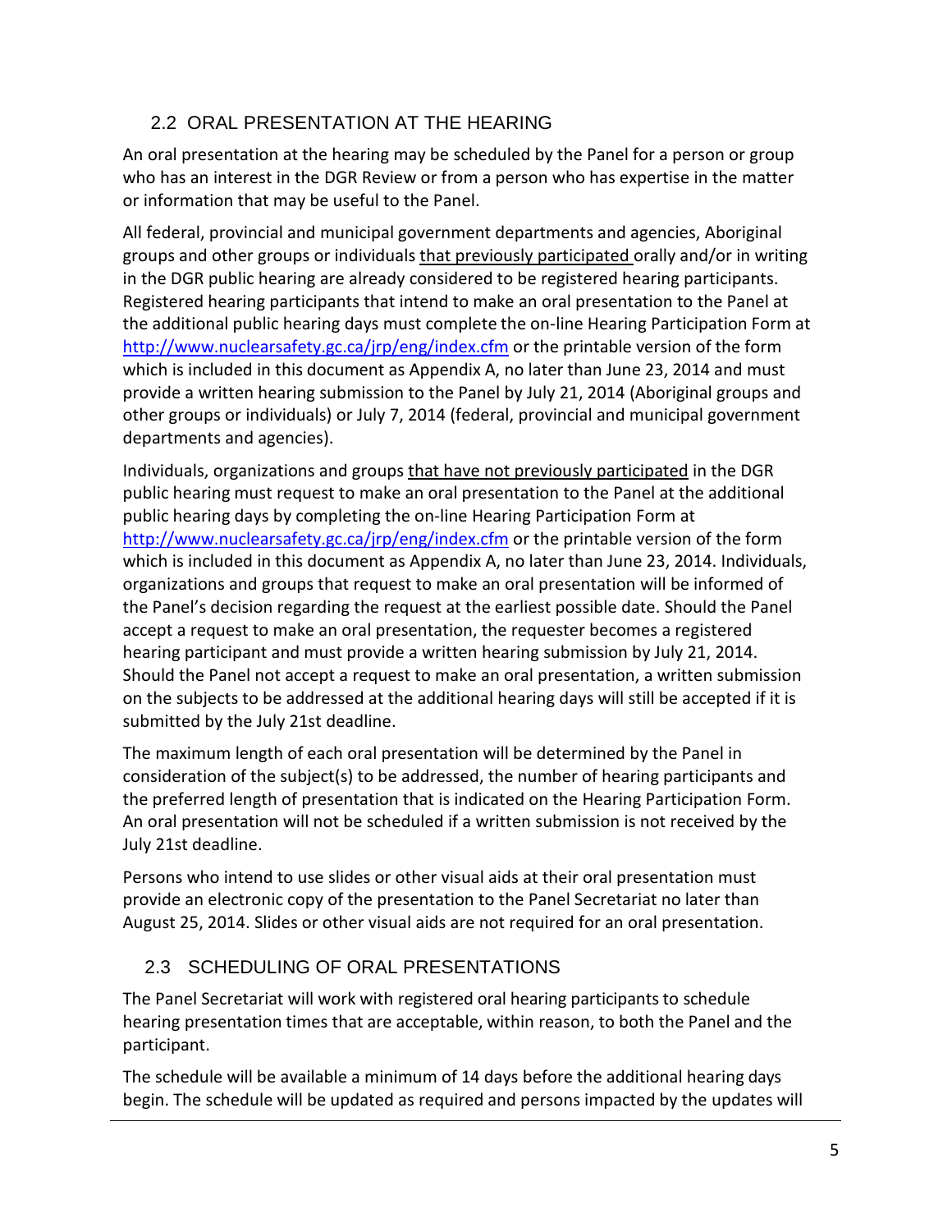## 2.2 ORAL PRESENTATION AT THE HEARING

An oral presentation at the hearing may be scheduled by the Panel for a person or group who has an interest in the DGR Review or from a person who has expertise in the matter or information that may be useful to the Panel.

All federal, provincial and municipal government departments and agencies, Aboriginal groups and other groups or individuals <u>that previously participated</u> orally and/or in writing in the DGR public hearing are already considered to be registered hearing participants. Registered hearing participants that intend to make an oral presentation to the Panel at the additional public hearing days must complete the on-line Hearing Participation Form at http://www.nuclearsafety.gc.ca/jrp/eng/index.cfm or the printable version of the form which is included in this document as Appendix A, no later than June 23, 2014 and must provide a written hearing submission to the Panel by July 21, 2014 (Aboriginal groups and other groups or individuals) or July 7, 2014 (federal, provincial and municipal government departments and agencies).

Individuals, organizations and groups <u>that have not previously participated</u> in the DGR public hearing must request to make an oral presentation to the Panel at the additional public hearing days by completing the on-line Hearing Participation Form at http://www.nuclearsafety.gc.ca/jrp/eng/index.cfm or the printable version of the form which is included in this document as Appendix A, no later than June 23, 2014. Individuals, organizations and groups that request to make an oral presentation will be informed of the Panel's decision regarding the request at the earliest possible date. Should the Panel accept a request to make an oral presentation, the requester becomes a registered hearing participant and must provide a written hearing submission by July 21, 2014. Should the Panel not accept a request to make an oral presentation, a written submission on the subjects to be addressed at the additional hearing days will still be accepted if it is submitted by the July 21st deadline.

The maximum length of each oral presentation will be determined by the Panel in consideration of the subject(s) to be addressed, the number of hearing participants and the preferred length of presentation that is indicated on the Hearing Participation Form. An oral presentation will not be scheduled if a written submission is not received by the July 21st deadline.

Persons who intend to use slides or other visual aids at their oral presentation must provide an electronic copy of the presentation to the Panel Secretariat no later than August 25, 2014. Slides or other visual aids are not required for an oral presentation.

## 2.3 SCHEDULING OF ORAL PRESENTATIONS

The Panel Secretariat will work with registered oral hearing participants to schedule hearing presentation times that are acceptable, within reason, to both the Panel and the participant.

The schedule will be available a minimum of 14 days before the additional hearing days begin. The schedule will be updated as required and persons impacted by the updates will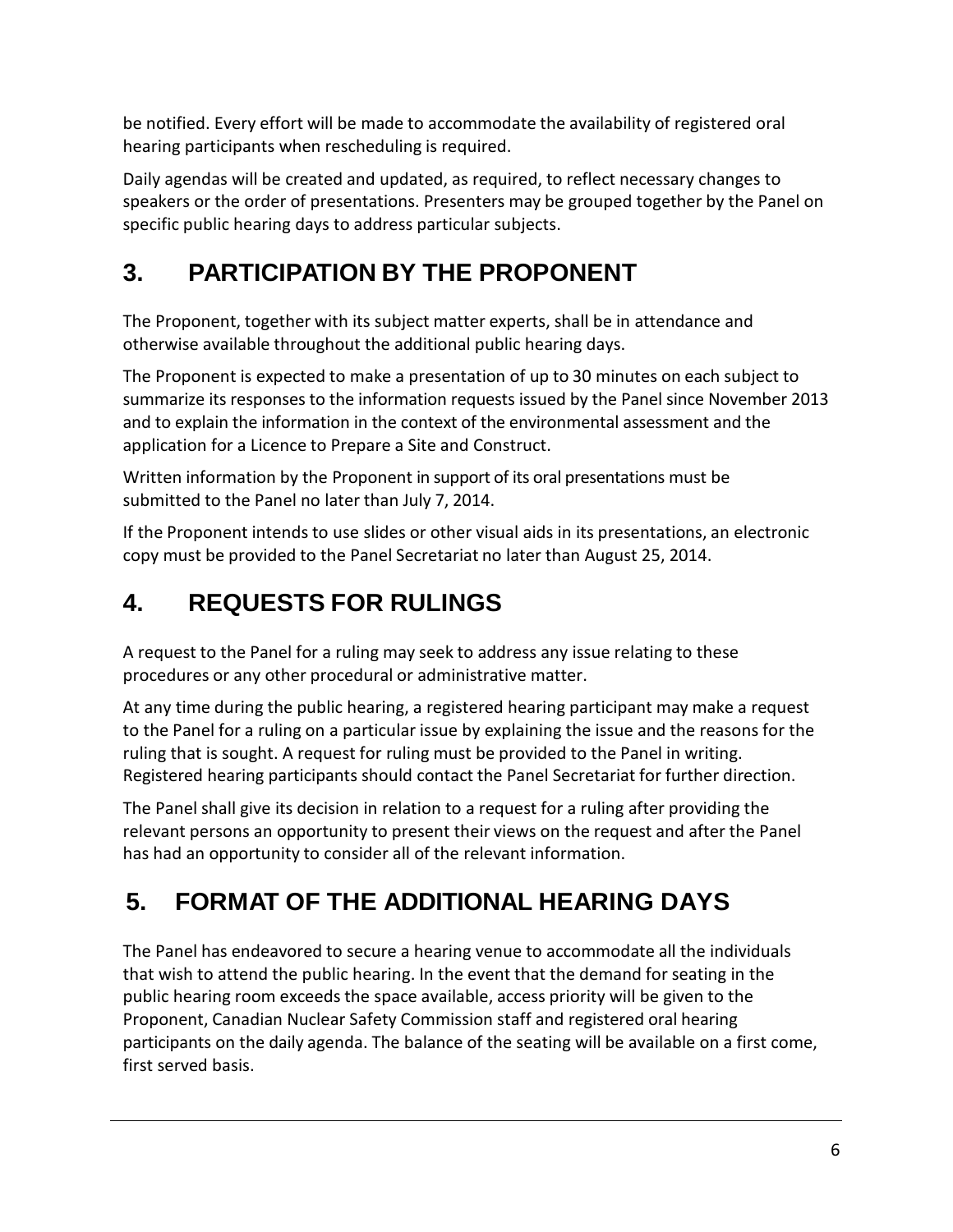be notified. Every effort will be made to accommodate the availability of registered oral hearing participants when rescheduling is required.

Daily agendas will be created and updated, as required, to reflect necessary changes to speakers or the order of presentations. Presenters may be grouped together by the Panel on specific public hearing days to address particular subjects.

## 3. PARTICIPATION BY THE PROPONENT

The Proponent, together with its subject matter experts, shall be in attendance and otherwise available throughout the additional public hearing days.

The Proponent is expected to make a presentation of up to 30 minutes on each subject to summarize its responses to the information requests issued by the Panel since November 2013 and to explain the information in the context of the environmental assessment and the application for a Licence to Prepare a Site and Construct.

Written information by the Proponent in support of its oral presentations must be submitted to the Panel no later than July 7, 2014.

If the Proponent intends to use slides or other visual aids in its presentations, an electronic copy must be provided to the Panel Secretariat no later than August 25, 2014.

## 4. REQUESTS FOR RULINGS

A request to the Panel for a ruling may seek to address any issue relating to these procedures or any other procedural or administrative matter.

At any time during the public hearing, a registered hearing participant may make a request to the Panel for a ruling on a particular issue by explaining the issue and the reasons for the ruling that is sought. A request for ruling must be provided to the Panel in writing. Registered hearing participants should contact the Panel Secretariat for further direction.

The Panel shall give its decision in relation to a request for a ruling after providing the relevant persons an opportunity to present their views on the request and after the Panel has had an opportunity to consider all of the relevant information.

## 5. FORMAT OF THE ADDITIONAL HEARING DAYS

The Panel has endeavored to secure a hearing venue to accommodate all the individuals that wish to attend the public hearing. In the event that the demand for seating in the public hearing room exceeds the space available, access priority will be given to the Proponent, Canadian Nuclear Safety Commission staff and registered oral hearing participants on the daily agenda. The balance of the seating will be available on a first come, first served basis.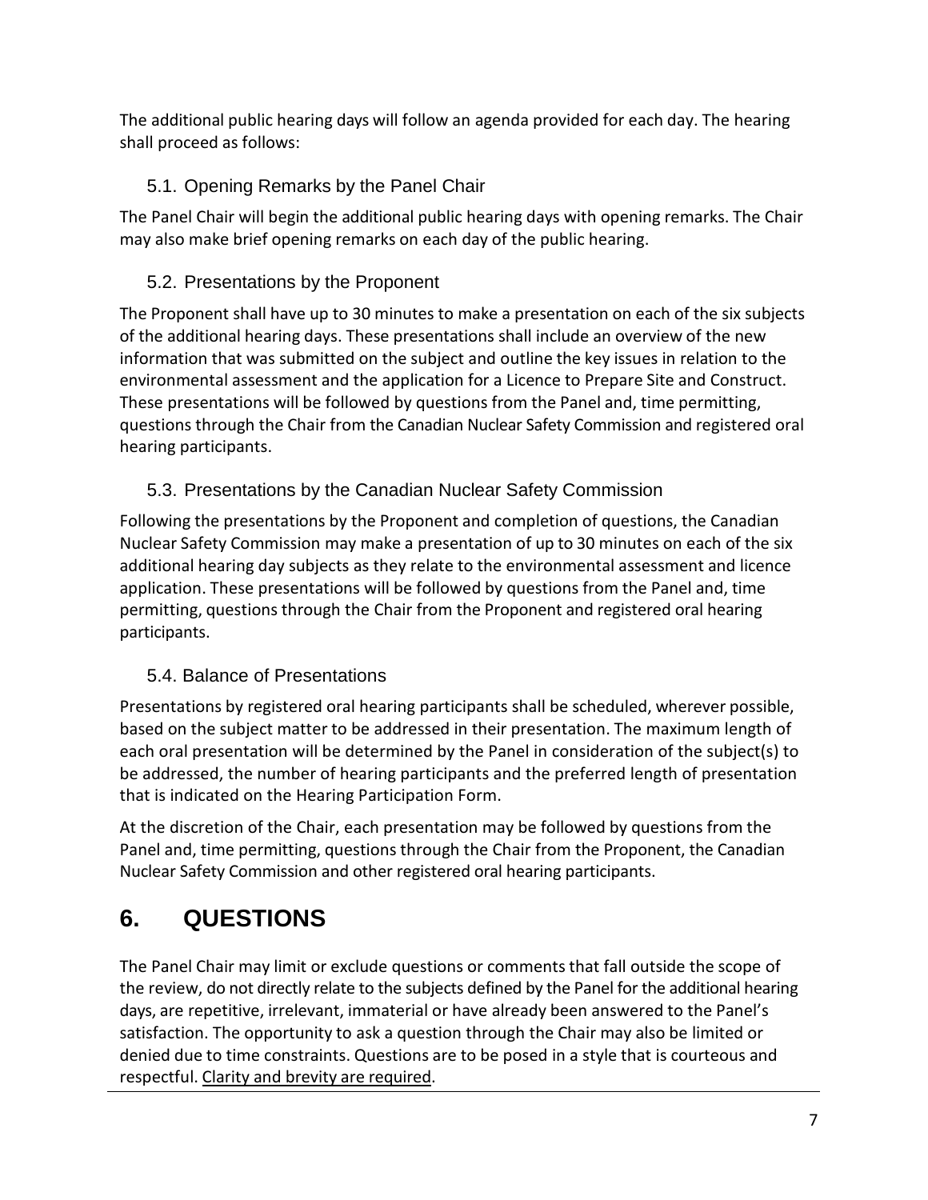The additional public hearing days will follow an agenda provided for each day. The hearing shall proceed as follows:

### 5.1. Opening Remarks by the Panel Chair

The Panel Chair will begin the additional public hearing days with opening remarks. The Chair may also make brief opening remarks on each day of the public hearing.

### 5.2. Presentations by the Proponent

The Proponent shall have up to 30 minutes to make a presentation on each of the six subjects of the additional hearing days. These presentations shall include an overview of the new information that was submitted on the subject and outline the key issues in relation to the environmental assessment and the application for a Licence to Prepare Site and Construct. These presentations will be followed by questions from the Panel and, time permitting, questions through the Chair from the Canadian Nuclear Safety Commission and registered oral hearing participants.

### 5.3. Presentations by the Canadian Nuclear Safety Commission

Following the presentations by the Proponent and completion of questions, the Canadian Nuclear Safety Commission may make a presentation of up to 30 minutes on each of the six additional hearing day subjects as they relate to the environmental assessment and licence application. These presentations will be followed by questions from the Panel and, time permitting, questions through the Chair from the Proponent and registered oral hearing participants.

### 5.4. Balance of Presentations

Presentations by registered oral hearing participants shall be scheduled, wherever possible, based on the subject matter to be addressed in their presentation. The maximum length of each oral presentation will be determined by the Panel in consideration of the subject(s) to be addressed, the number of hearing participants and the preferred length of presentation that is indicated on the Hearing Participation Form.

At the discretion of the Chair, each presentation may be followed by questions from the Panel and, time permitting, questions through the Chair from the Proponent, the Canadian Nuclear Safety Commission and other registered oral hearing participants.

## 6. QUESTIONS

The Panel Chair may limit or exclude questions or comments that fall outside the scope of the review, do not directly relate to the subjects defined by the Panel for the additional hearing days, are repetitive, irrelevant, immaterial or have already been answered to the Panel's satisfaction. The opportunity to ask a question through the Chair may also be limited or denied due to time constraints. Questions are to be posed in a style that is courteous and respectful. Clarity and brevity are required.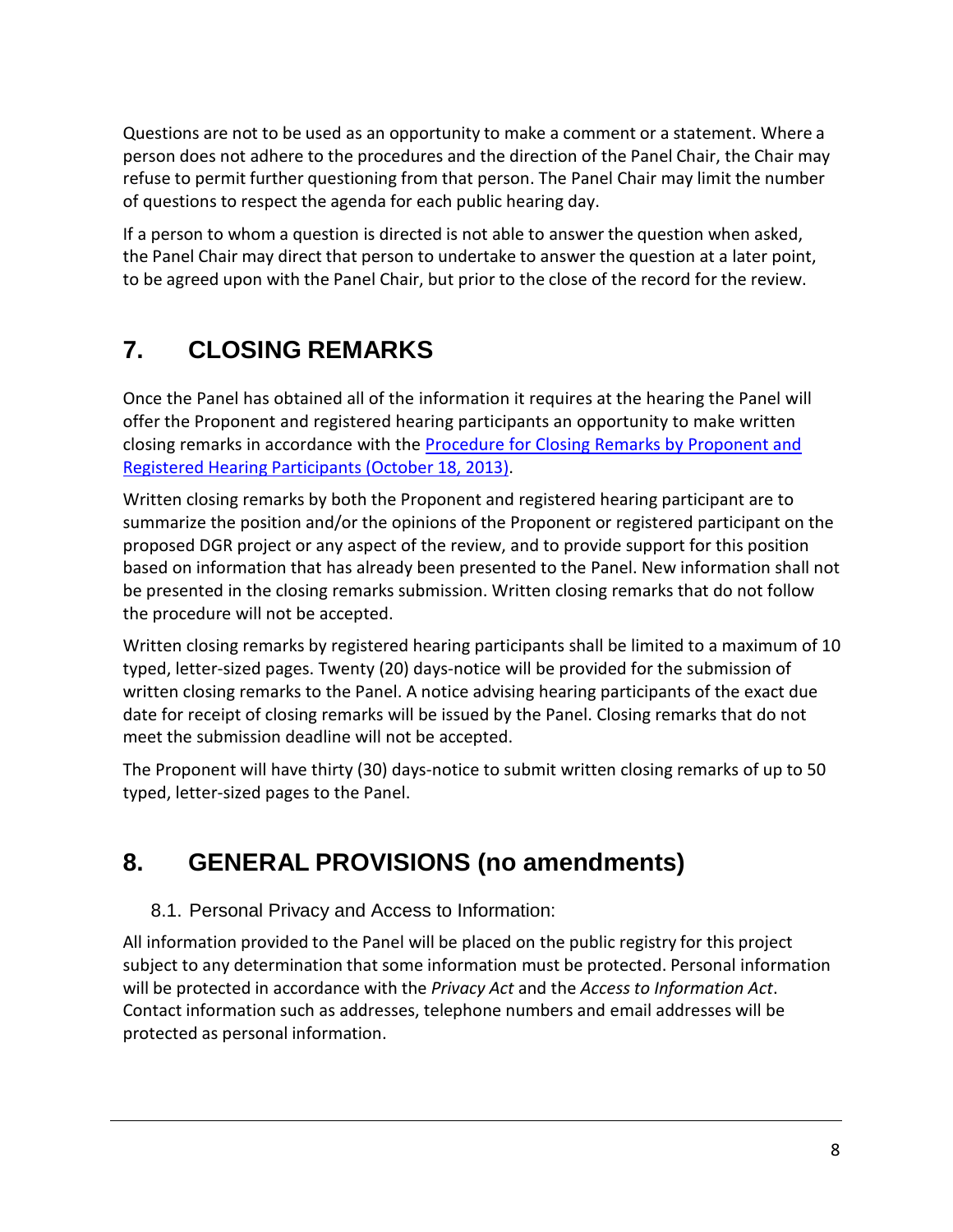Questions are not to be used as an opportunity to make a comment or a statement. Where a person does not adhere to the procedures and the direction of the Panel Chair, the Chair may refuse to permit further questioning from that person. The Panel Chair may limit the number of questions to respect the agenda for each public hearing day.

If a person to whom a question is directed is not able to answer the question when asked, the Panel Chair may direct that person to undertake to answer the question at a later point, to be agreed upon with the Panel Chair, but prior to the close of the record for the review.

## 7. CLOSING REMARKS

Once the Panel has obtained all of the information it requires at the hearing the Panel will offer the Proponent and registered hearing participants an opportunity to make written closing remarks in accordance with the Procedure for Closing Remarks by Proponent and Registered Hearing Participants (October 18, 2013).

Written closing remarks by both the Proponent and registered hearing participant are to summarize the position and/or the opinions of the Proponent or registered participant on the proposed DGR project or any aspect of the review, and to provide support for this position based on information that has already been presented to the Panel. New information shall not be presented in the closing remarks submission. Written closing remarks that do not follow the procedure will not be accepted.

Written closing remarks by registered hearing participants shall be limited to a maximum of 10 typed, letter-sized pages. Twenty (20) days-notice will be provided for the submission of written closing remarks to the Panel. A notice advising hearing participants of the exact due date for receipt of closing remarks will be issued by the Panel. Closing remarks that do not meet the submission deadline will not be accepted.

The Proponent will have thirty (30) days-notice to submit written closing remarks of up to 50 typed, letter-sized pages to the Panel.

## 8. GENERAL PROVISIONS (no amendments)

### 8.1. Personal Privacy and Access to Information:

All information provided to the Panel will be placed on the public registry for this project subject to any determination that some information must be protected. Personal information will be protected in accordance with the *Privacy Act* and the *Access to Information Act*. Contact information such as addresses, telephone numbers and email addresses will be protected as personal information.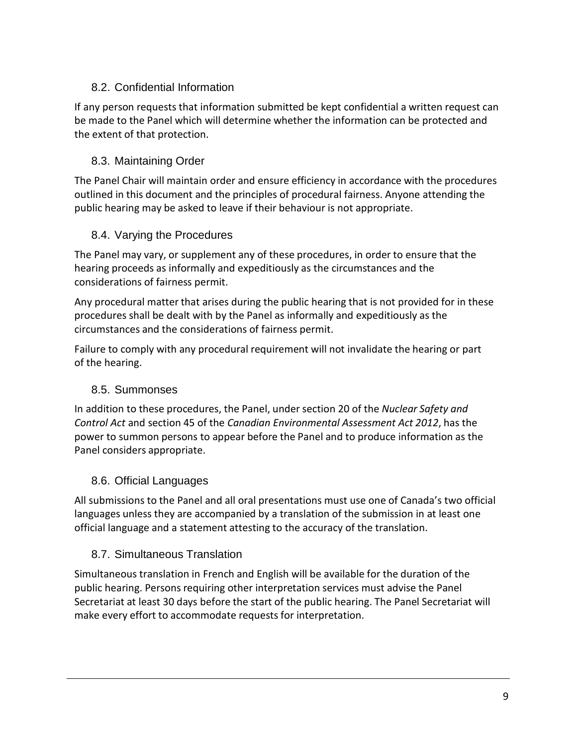### 8.2. Confidential Information

If any person requests that information submitted be kept confidential a written request can be made to the Panel which will determine whether the information can be protected and the extent of that protection.

### 8.3. Maintaining Order

The Panel Chair will maintain order and ensure efficiency in accordance with the procedures outlined in this document and the principles of procedural fairness. Anyone attending the public hearing may be asked to leave if their behaviour is not appropriate.

### 8.4. Varying the Procedures

The Panel may vary, or supplement any of these procedures, in order to ensure that the hearing proceeds as informally and expeditiously as the circumstances and the considerations of fairness permit.

Any procedural matter that arises during the public hearing that is not provided for in these procedures shall be dealt with by the Panel as informally and expeditiously as the circumstances and the considerations of fairness permit.

Failure to comply with any procedural requirement will not invalidate the hearing or part of the hearing.

### 8.5. Summonses

In addition to these procedures, the Panel, under section 20 of the *Nuclear Safety and Control Act* and section 45 of the *Canadian Environmental Assessment Act 2012*, has the power to summon persons to appear before the Panel and to produce information as the Panel considers appropriate.

### 8.6. Official Languages

All submissions to the Panel and all oral presentations must use one of Canada's two official languages unless they are accompanied by a translation of the submission in at least one official language and a statement attesting to the accuracy of the translation.

### 8.7. Simultaneous Translation

Simultaneous translation in French and English will be available for the duration of the public hearing. Persons requiring other interpretation services must advise the Panel Secretariat at least 30 days before the start of the public hearing. The Panel Secretariat will make every effort to accommodate requests for interpretation.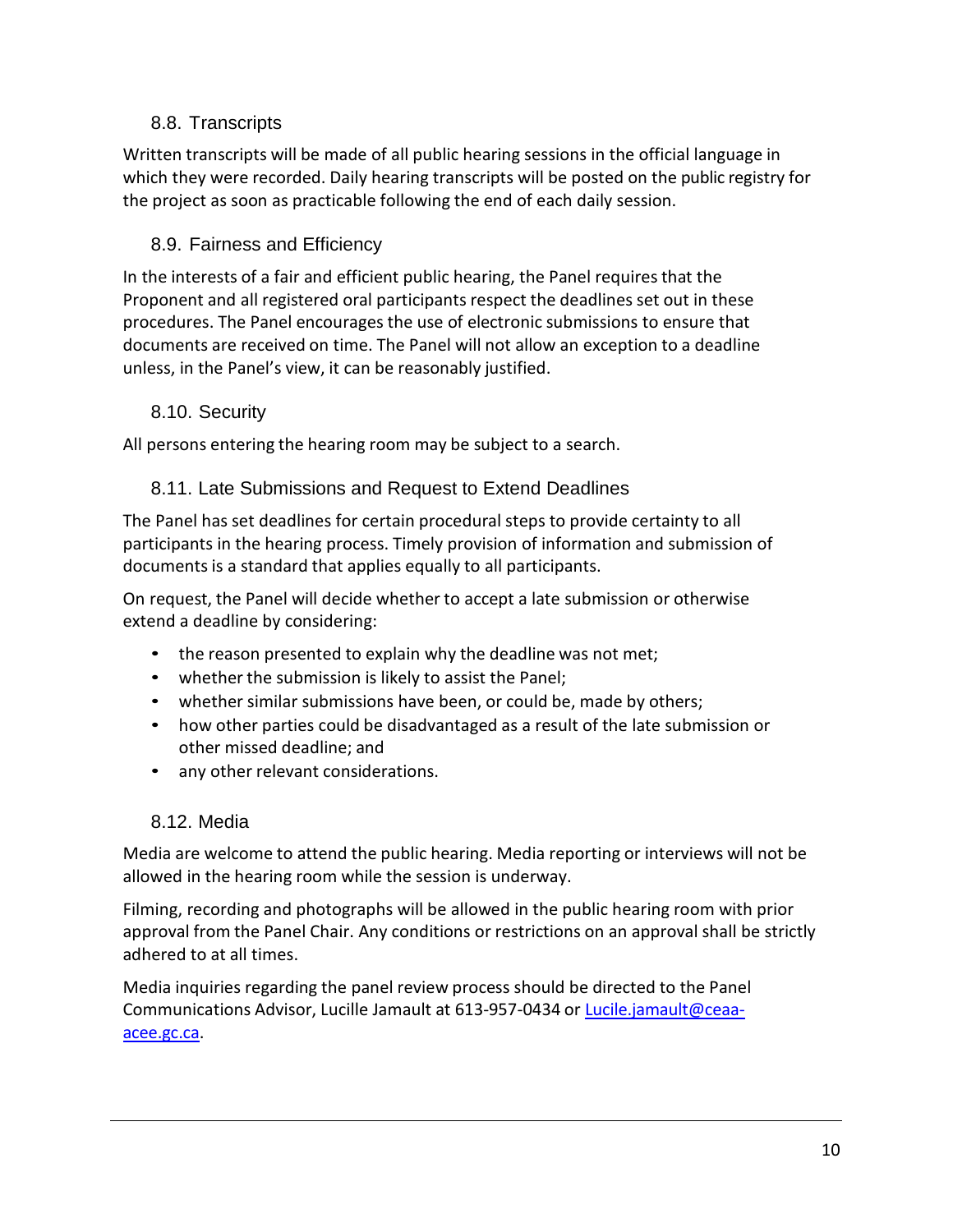### 8.8. Transcripts

Written transcripts will be made of all public hearing sessions in the official language in which they were recorded. Daily hearing transcripts will be posted on the public registry for the project as soon as practicable following the end of each daily session.

### 8.9. Fairness and Efficiency

In the interests of a fair and efficient public hearing, the Panel requires that the Proponent and all registered oral participants respect the deadlines set out in these procedures. The Panel encourages the use of electronic submissions to ensure that documents are received on time. The Panel will not allow an exception to a deadline unless, in the Panel's view, it can be reasonably justified.

### 8.10. Security

All persons entering the hearing room may be subject to a search.

### 8.11. Late Submissions and Request to Extend Deadlines

The Panel has set deadlines for certain procedural steps to provide certainty to all participants in the hearing process. Timely provision of information and submission of documents is a standard that applies equally to all participants.

On request, the Panel will decide whether to accept a late submission or otherwise extend a deadline by considering:

- the reason presented to explain why the deadline was not met;
- whether the submission is likely to assist the Panel;
- whether similar submissions have been, or could be, made by others;
- how other parties could be disadvantaged as a result of the late submission or other missed deadline; and
- any other relevant considerations.

### 8.12. Media

Media are welcome to attend the public hearing. Media reporting or interviews will not be allowed in the hearing room while the session is underway.

Filming, recording and photographs will be allowed in the public hearing room with prior approval from the Panel Chair. Any conditions or restrictions on an approval shall be strictly adhered to at all times.

Media inquiries regarding the panel review process should be directed to the Panel Communications Advisor, Lucille Jamault at 613-957-0434 or [Lucile.jamault@ceaa-acee.gc.ca](mailto:Lucile.jamault@ceaa-acee.gc.ca).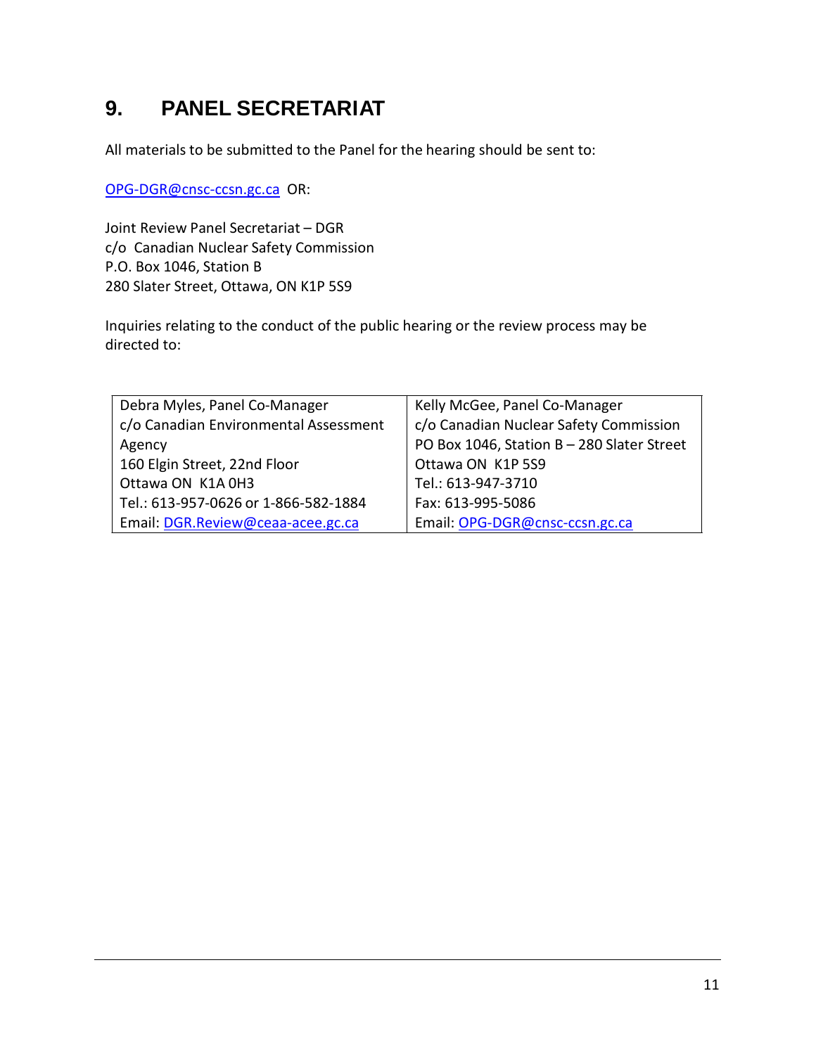# 9. PANEL SECRETARIAT

All materials to be submitted to the Panel for the hearing should be sent to:

OPG-DGR@cnsc-ccsn.gc.ca OR:

Joint Review Panel Secretariat – DGR
c/o Canadian Nuclear Safety Commission
P.O. Box 1046, Station B
280 Slater Street, Ottawa, ON K1P 5S9

Inquiries relating to the conduct of the public hearing or the review process may be directed to:

| Debra Myles, Panel Co-Manager<br>c/o Canadian Environmental Assessment Agency<br>160 Elgin Street, 22nd Floor<br>Ottawa ON K1A 0H3<br>Tel.: 613-957-0626 or 1-866-582-1884<br>Email: DGR.Review@ceaa-acee.gc.ca | Kelly McGee, Panel Co-Manager<br>c/o Canadian Nuclear Safety Commission<br>PO Box 1046, Station B – 280 Slater Street<br>Ottawa ON K1P 5S9<br>Tel.: 613-947-3710<br>Fax: 613-995-5086<br>Email: OPG-DGR@cnsc-ccsn.gc.ca |
|---|---|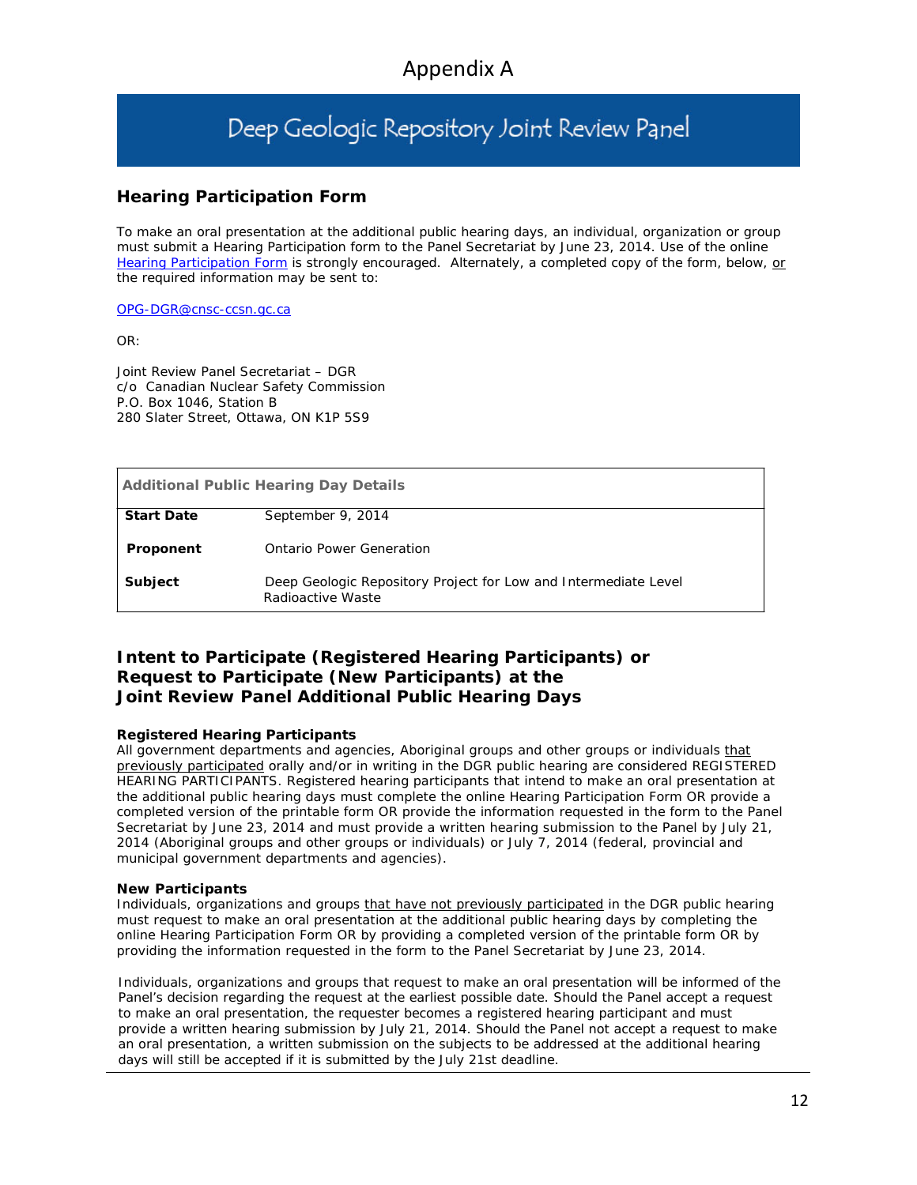# Appendix A

## Deep Geologic Repository Joint Review Panel

### Hearing Participation Form

To make an oral presentation at the additional public hearing days, an individual, organization or group must submit a Hearing Participation form to the Panel Secretariat by June 23, 2014. Use of the online Hearing Participation Form is strongly encouraged. Alternately, a completed copy of the form, below, or the required information may be sent to:

OPG-DGR@cnsc-ccsn.gc.ca

OR:

Joint Review Panel Secretariat – DGR
c/o Canadian Nuclear Safety Commission
P.O. Box 1046, Station B
280 Slater Street, Ottawa, ON K1P 5S9

| Additional Public Hearing Day Details | |
|---|---|
| **Start Date** | September 9, 2014 |
| **Proponent** | Ontario Power Generation |
| **Subject** | Deep Geologic Repository Project for Low and Intermediate Level Radioactive Waste |

### Intent to Participate (Registered Hearing Participants) or Request to Participate (New Participants) at the Joint Review Panel Additional Public Hearing Days

**Registered Hearing Participants**

All government departments and agencies, Aboriginal groups and other groups or individuals that previously participated orally and/or in writing in the DGR public hearing are considered REGISTERED HEARING PARTICIPANTS. Registered hearing participants that intend to make an oral presentation at the additional public hearing days must complete the online Hearing Participation Form OR provide a completed version of the printable form OR provide the information requested in the form to the Panel Secretariat by June 23, 2014 and must provide a written hearing submission to the Panel by July 21, 2014 (Aboriginal groups and other groups or individuals) or July 7, 2014 (federal, provincial and municipal government departments and agencies).

**New Participants**

Individuals, organizations and groups that have not previously participated in the DGR public hearing must request to make an oral presentation at the additional public hearing days by completing the online Hearing Participation Form OR by providing a completed version of the printable form OR by providing the information requested in the form to the Panel Secretariat by June 23, 2014.

Individuals, organizations and groups that request to make an oral presentation will be informed of the Panel's decision regarding the request at the earliest possible date. Should the Panel accept a request to make an oral presentation, the requester becomes a registered hearing participant and must provide a written hearing submission by July 21, 2014. Should the Panel not accept a request to make an oral presentation, a written submission on the subjects to be addressed at the additional hearing days will still be accepted if it is submitted by the July 21st deadline.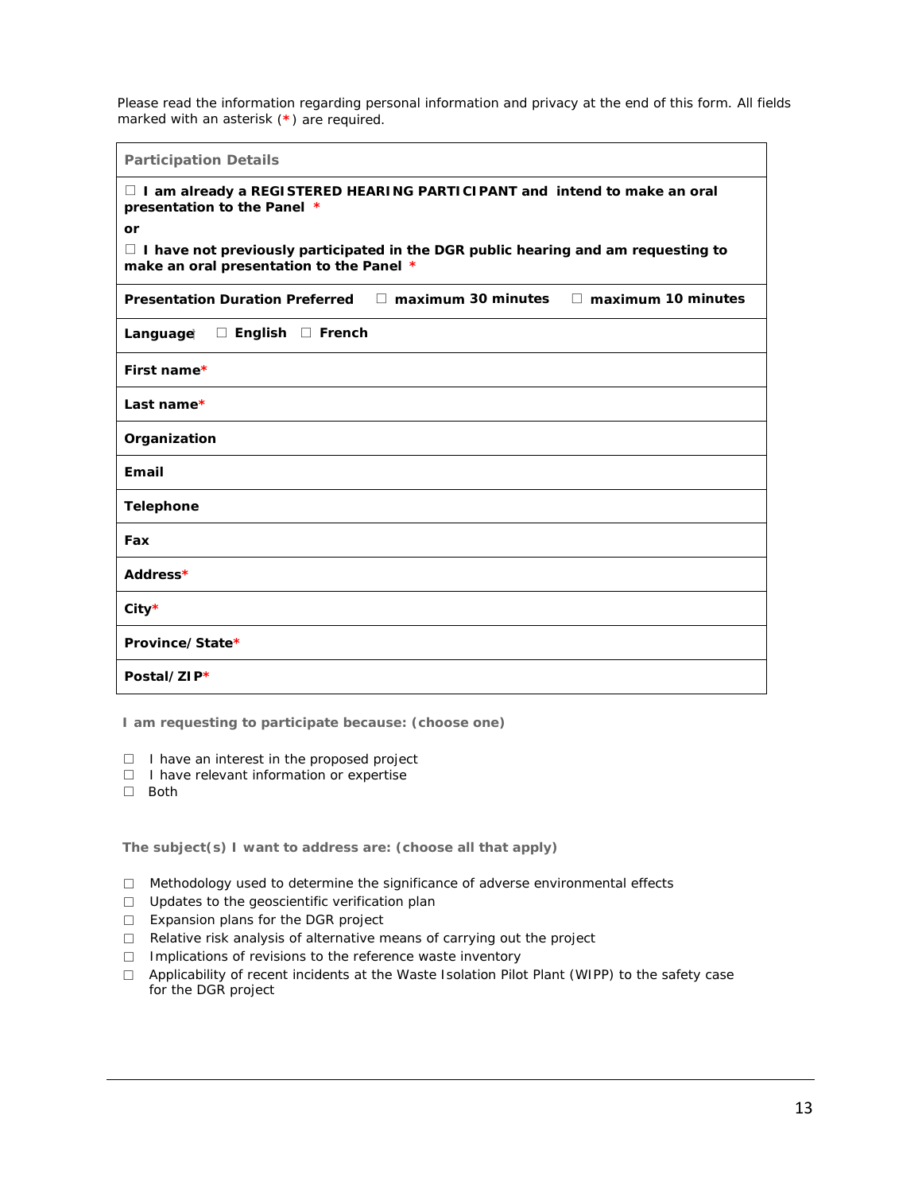Please read the information regarding personal information and privacy at the end of this form. All fields marked with an asterisk (*) are required.

| Participation Details | | |
|---|---|---|
| ☐ **I am already a REGISTERED HEARING PARTICIPANT and intend to make an oral presentation to the Panel** * <br> **or** <br> ☐ **I have not previously participated in the DGR public hearing and am requesting to make an oral presentation to the Panel** * | | |
| **Presentation Duration Preferred** | ☐ **maximum 30 minutes** | ☐ **maximum 10 minutes** |
| **Language** | ☐ **English** | ☐ **French** |
| **First name*** | | |
| **Last name*** | | |
| **Organization** | | |
| **Email** | | |
| **Telephone** | | |
| **Fax** | | |
| **Address*** | | |
| **City*** | | |
| **Province/State*** | | |
| **Postal/ZIP*** | | |

**I am requesting to participate because: (choose one)**

- ☐ I have an interest in the proposed project
- ☐ I have relevant information or expertise
- ☐ Both

**The subject(s) I want to address are: (choose all that apply)**

- ☐ Methodology used to determine the significance of adverse environmental effects
- ☐ Updates to the geoscientific verification plan
- ☐ Expansion plans for the DGR project
- ☐ Relative risk analysis of alternative means of carrying out the project
- ☐ Implications of revisions to the reference waste inventory
- ☐ Applicability of recent incidents at the Waste Isolation Pilot Plant (WIPP) to the safety case for the DGR project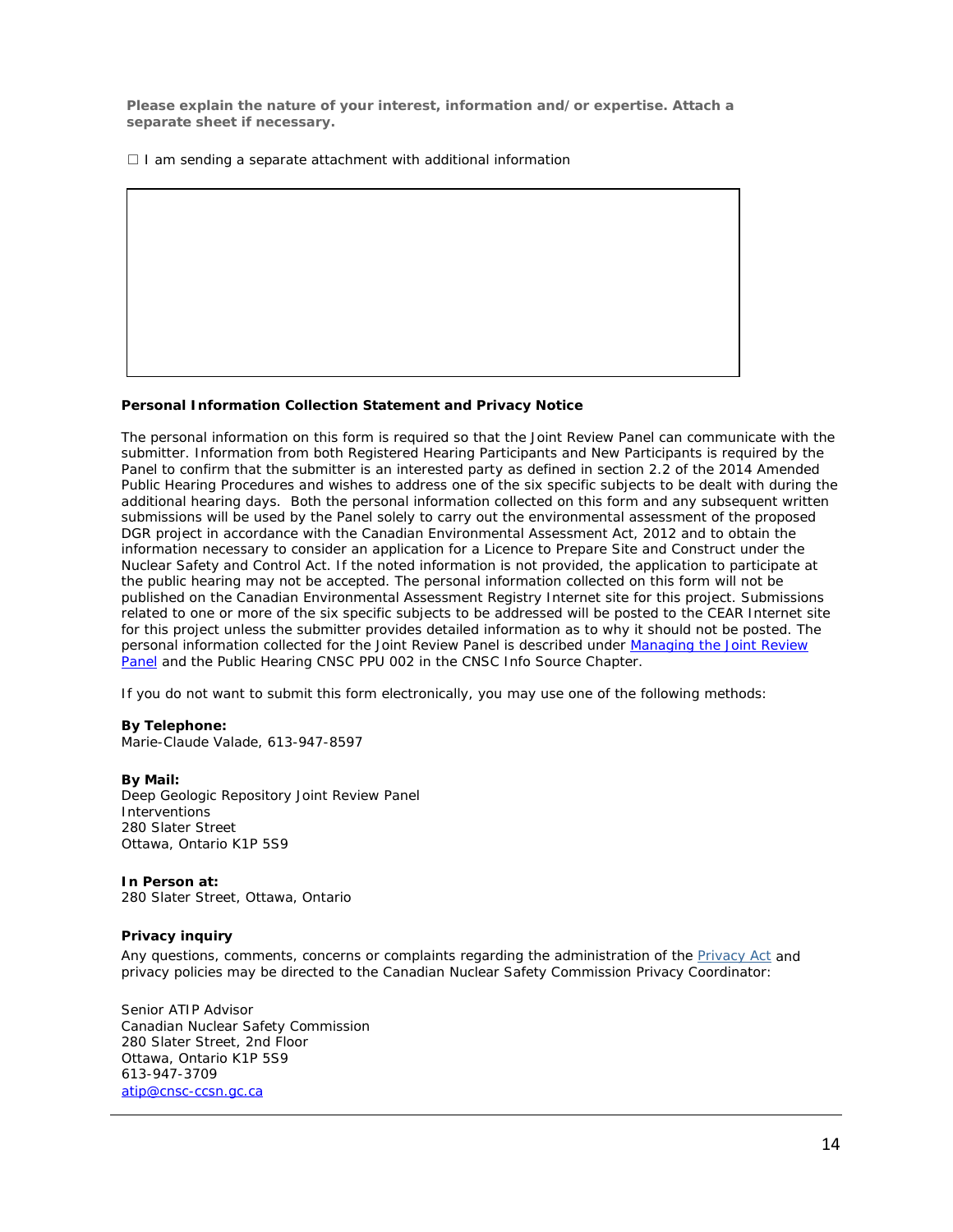**Please explain the nature of your interest, information and/or expertise. Attach a separate sheet if necessary.**

☐ I am sending a separate attachment with additional information

|  |
| --- |
|  |

**Personal Information Collection Statement and Privacy Notice**

The personal information on this form is required so that the Joint Review Panel can communicate with the submitter. Information from both Registered Hearing Participants and New Participants is required by the Panel to confirm that the submitter is an interested party as defined in section 2.2 of the 2014 Amended Public Hearing Procedures and wishes to address one of the six specific subjects to be dealt with during the additional hearing days. Both the personal information collected on this form and any subsequent written submissions will be used by the Panel solely to carry out the environmental assessment of the proposed DGR project in accordance with the Canadian Environmental Assessment Act, 2012 and to obtain the information necessary to consider an application for a Licence to Prepare Site and Construct under the Nuclear Safety and Control Act. If the noted information is not provided, the application to participate at the public hearing may not be accepted. The personal information collected on this form will not be published on the Canadian Environmental Assessment Registry Internet site for this project. Submissions related to one or more of the six specific subjects to be addressed will be posted to the CEAR Internet site for this project unless the submitter provides detailed information as to why it should not be posted. The personal information collected for the Joint Review Panel is described under [Managing the Joint Review Panel](#) and the Public Hearing CNSC PPU 002 in the CNSC Info Source Chapter.

If you do not want to submit this form electronically, you may use one of the following methods:

**By Telephone:**
Marie-Claude Valade, 613-947-8597

**By Mail:**
Deep Geologic Repository Joint Review Panel
Interventions
280 Slater Street
Ottawa, Ontario K1P 5S9

**In Person at:**
280 Slater Street, Ottawa, Ontario

**Privacy inquiry**

Any questions, comments, concerns or complaints regarding the administration of the [Privacy Act](#) and privacy policies may be directed to the Canadian Nuclear Safety Commission Privacy Coordinator:

Senior ATIP Advisor
Canadian Nuclear Safety Commission
280 Slater Street, 2nd Floor
Ottawa, Ontario K1P 5S9
613-947-3709
atip@cnsc-ccsn.gc.ca